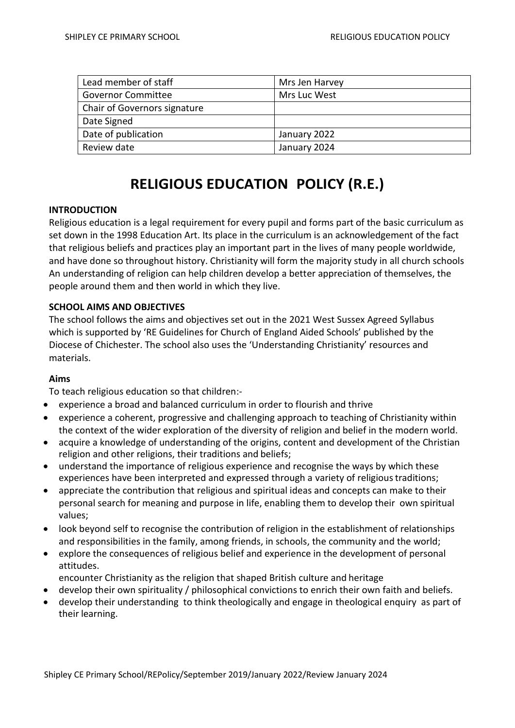| Lead member of staff | Mrs Jen Harvey |
|---|---|
| Governor Committee | Mrs Luc West |
| Chair of Governors signature | |
| Date Signed | |
| Date of publication | January 2022 |
| Review date | January 2024 |

# RELIGIOUS EDUCATION POLICY (R.E.)

**INTRODUCTION**

Religious education is a legal requirement for every pupil and forms part of the basic curriculum as set down in the 1998 Education Art. Its place in the curriculum is an acknowledgement of the fact that religious beliefs and practices play an important part in the lives of many people worldwide, and have done so throughout history. Christianity will form the majority study in all church schools An understanding of religion can help children develop a better appreciation of themselves, the people around them and then world in which they live.

**SCHOOL AIMS AND OBJECTIVES**

The school follows the aims and objectives set out in the 2021 West Sussex Agreed Syllabus which is supported by 'RE Guidelines for Church of England Aided Schools' published by the Diocese of Chichester. The school also uses the 'Understanding Christianity' resources and materials.

**Aims**

To teach religious education so that children:-

- experience a broad and balanced curriculum in order to flourish and thrive
- experience a coherent, progressive and challenging approach to teaching of Christianity within the context of the wider exploration of the diversity of religion and belief in the modern world.
- acquire a knowledge of understanding of the origins, content and development of the Christian religion and other religions, their traditions and beliefs;
- understand the importance of religious experience and recognise the ways by which these experiences have been interpreted and expressed through a variety of religious traditions;
- appreciate the contribution that religious and spiritual ideas and concepts can make to their personal search for meaning and purpose in life, enabling them to develop their own spiritual values;
- look beyond self to recognise the contribution of religion in the establishment of relationships and responsibilities in the family, among friends, in schools, the community and the world;
- explore the consequences of religious belief and experience in the development of personal attitudes.
  encounter Christianity as the religion that shaped British culture and heritage
- develop their own spirituality / philosophical convictions to enrich their own faith and beliefs.
- develop their understanding to think theologically and engage in theological enquiry as part of their learning.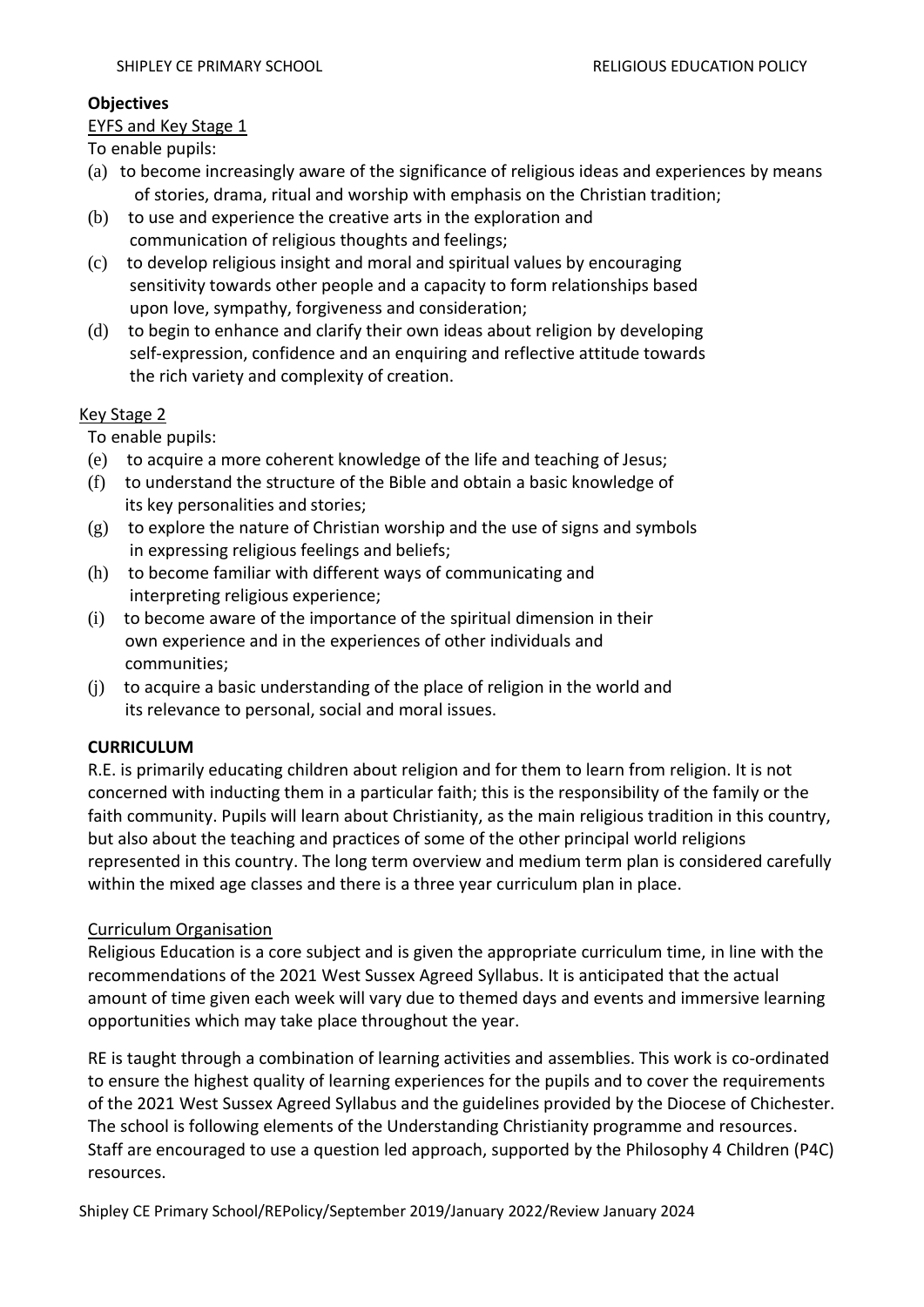**Objectives**

EYFS and Key Stage 1

To enable pupils:

(a) to become increasingly aware of the significance of religious ideas and experiences by means of stories, drama, ritual and worship with emphasis on the Christian tradition;
(b) to use and experience the creative arts in the exploration and communication of religious thoughts and feelings;
(c) to develop religious insight and moral and spiritual values by encouraging sensitivity towards other people and a capacity to form relationships based upon love, sympathy, forgiveness and consideration;
(d) to begin to enhance and clarify their own ideas about religion by developing self-expression, confidence and an enquiring and reflective attitude towards the rich variety and complexity of creation.

Key Stage 2

To enable pupils:

(e) to acquire a more coherent knowledge of the life and teaching of Jesus;
(f) to understand the structure of the Bible and obtain a basic knowledge of its key personalities and stories;
(g) to explore the nature of Christian worship and the use of signs and symbols in expressing religious feelings and beliefs;
(h) to become familiar with different ways of communicating and interpreting religious experience;
(i) to become aware of the importance of the spiritual dimension in their own experience and in the experiences of other individuals and communities;
(j) to acquire a basic understanding of the place of religion in the world and its relevance to personal, social and moral issues.

**CURRICULUM**

R.E. is primarily educating children about religion and for them to learn from religion. It is not concerned with inducting them in a particular faith; this is the responsibility of the family or the faith community. Pupils will learn about Christianity, as the main religious tradition in this country, but also about the teaching and practices of some of the other principal world religions represented in this country. The long term overview and medium term plan is considered carefully within the mixed age classes and there is a three year curriculum plan in place.

Curriculum Organisation

Religious Education is a core subject and is given the appropriate curriculum time, in line with the recommendations of the 2021 West Sussex Agreed Syllabus. It is anticipated that the actual amount of time given each week will vary due to themed days and events and immersive learning opportunities which may take place throughout the year.

RE is taught through a combination of learning activities and assemblies. This work is co-ordinated to ensure the highest quality of learning experiences for the pupils and to cover the requirements of the 2021 West Sussex Agreed Syllabus and the guidelines provided by the Diocese of Chichester. The school is following elements of the Understanding Christianity programme and resources. Staff are encouraged to use a question led approach, supported by the Philosophy 4 Children (P4C) resources.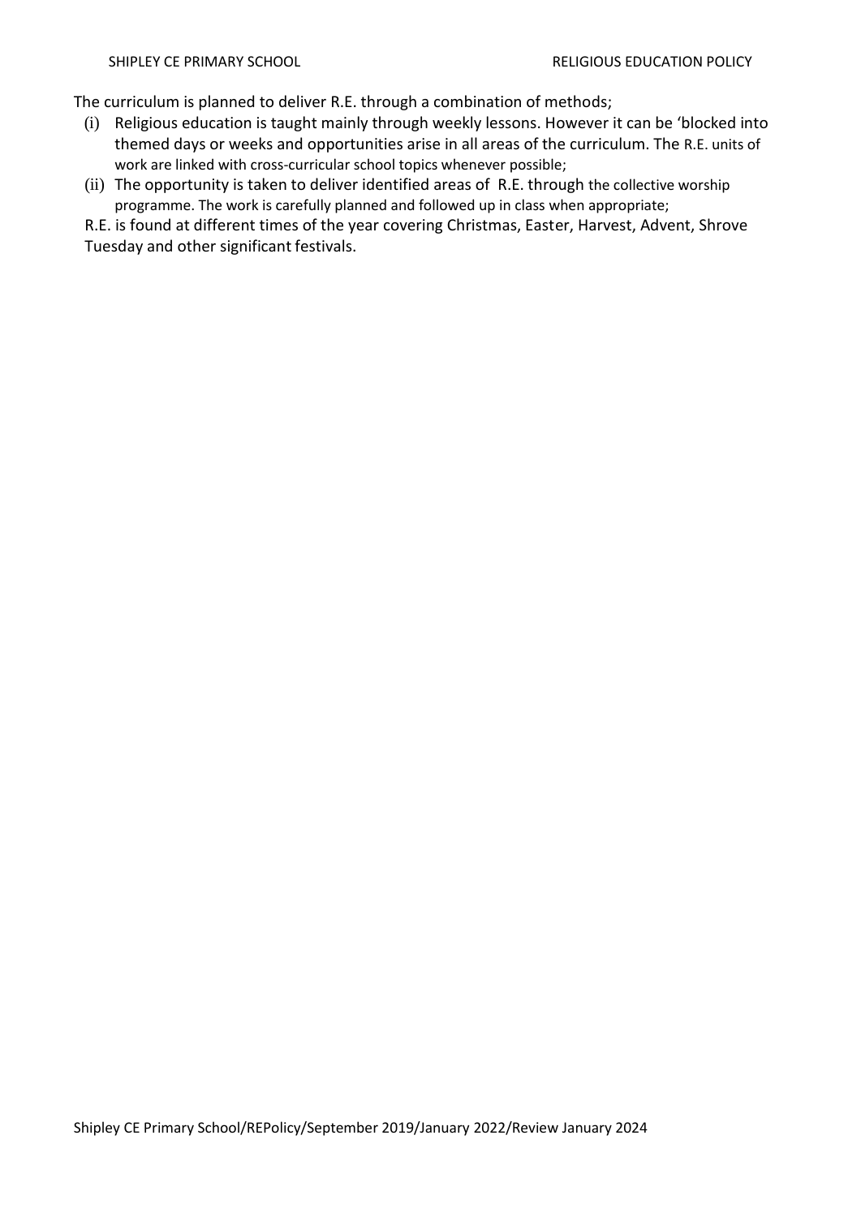The curriculum is planned to deliver R.E. through a combination of methods;

(i) Religious education is taught mainly through weekly lessons. However it can be 'blocked into themed days or weeks and opportunities arise in all areas of the curriculum. The R.E. units of work are linked with cross-curricular school topics whenever possible;

(ii) The opportunity is taken to deliver identified areas of R.E. through the collective worship programme. The work is carefully planned and followed up in class when appropriate;

R.E. is found at different times of the year covering Christmas, Easter, Harvest, Advent, Shrove Tuesday and other significant festivals.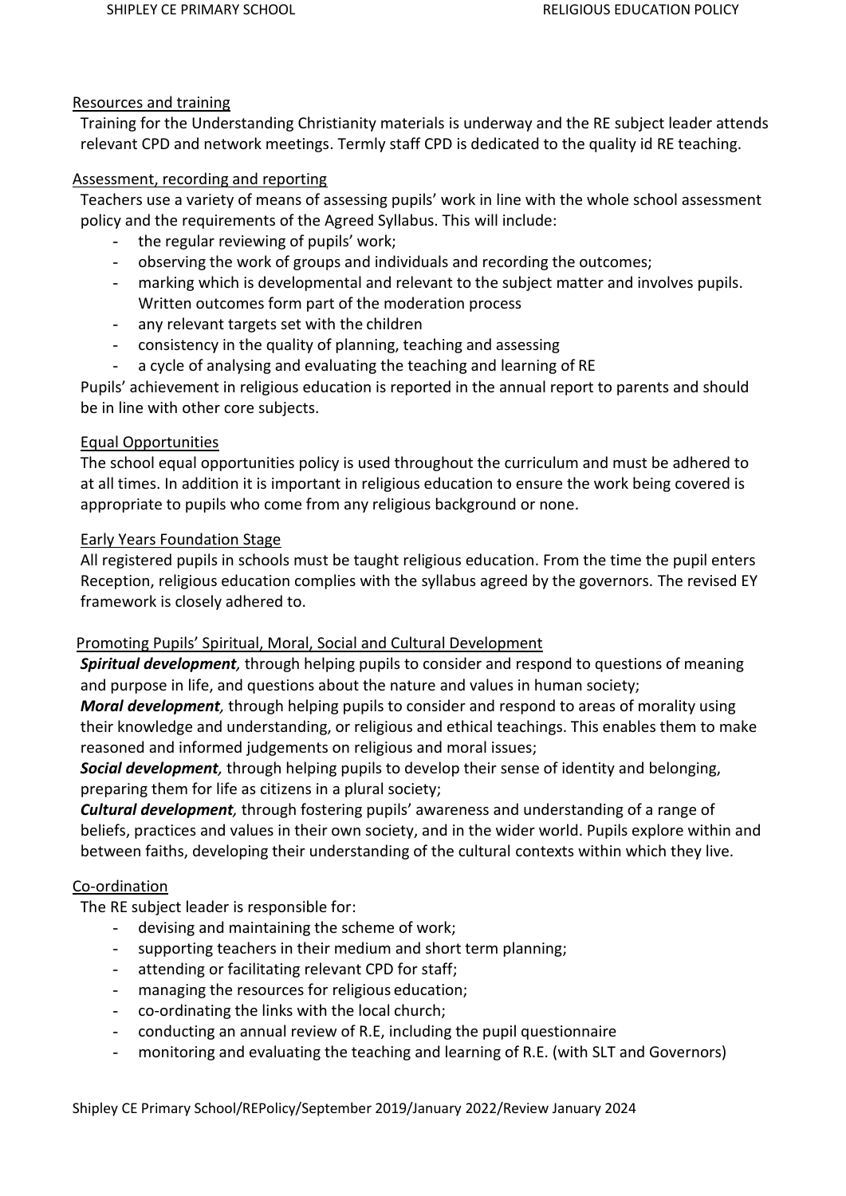## Resources and training

Training for the Understanding Christianity materials is underway and the RE subject leader attends relevant CPD and network meetings. Termly staff CPD is dedicated to the quality id RE teaching.

## Assessment, recording and reporting

Teachers use a variety of means of assessing pupils' work in line with the whole school assessment policy and the requirements of the Agreed Syllabus. This will include:

- the regular reviewing of pupils' work;
- observing the work of groups and individuals and recording the outcomes;
- marking which is developmental and relevant to the subject matter and involves pupils. Written outcomes form part of the moderation process
- any relevant targets set with the children
- consistency in the quality of planning, teaching and assessing
- a cycle of analysing and evaluating the teaching and learning of RE

Pupils' achievement in religious education is reported in the annual report to parents and should be in line with other core subjects.

## Equal Opportunities

The school equal opportunities policy is used throughout the curriculum and must be adhered to at all times. In addition it is important in religious education to ensure the work being covered is appropriate to pupils who come from any religious background or none.

## Early Years Foundation Stage

All registered pupils in schools must be taught religious education. From the time the pupil enters Reception, religious education complies with the syllabus agreed by the governors. The revised EY framework is closely adhered to.

## Promoting Pupils' Spiritual, Moral, Social and Cultural Development

***Spiritual development,*** through helping pupils to consider and respond to questions of meaning and purpose in life, and questions about the nature and values in human society;

***Moral development,*** through helping pupils to consider and respond to areas of morality using their knowledge and understanding, or religious and ethical teachings. This enables them to make reasoned and informed judgements on religious and moral issues;

***Social development,*** through helping pupils to develop their sense of identity and belonging, preparing them for life as citizens in a plural society;

***Cultural development,*** through fostering pupils' awareness and understanding of a range of beliefs, practices and values in their own society, and in the wider world. Pupils explore within and between faiths, developing their understanding of the cultural contexts within which they live.

## Co-ordination

The RE subject leader is responsible for:

- devising and maintaining the scheme of work;
- supporting teachers in their medium and short term planning;
- attending or facilitating relevant CPD for staff;
- managing the resources for religious education;
- co-ordinating the links with the local church;
- conducting an annual review of R.E, including the pupil questionnaire
- monitoring and evaluating the teaching and learning of R.E. (with SLT and Governors)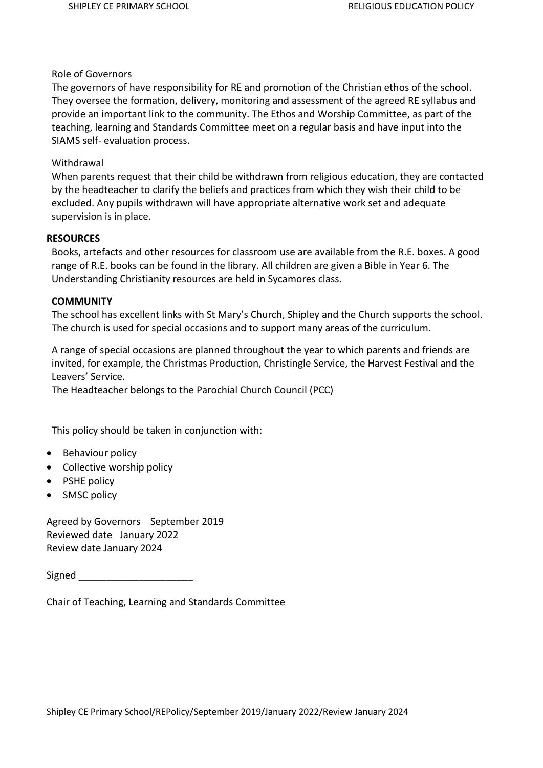Role of Governors

The governors of have responsibility for RE and promotion of the Christian ethos of the school. They oversee the formation, delivery, monitoring and assessment of the agreed RE syllabus and provide an important link to the community. The Ethos and Worship Committee, as part of the teaching, learning and Standards Committee meet on a regular basis and have input into the SIAMS self- evaluation process.

Withdrawal

When parents request that their child be withdrawn from religious education, they are contacted by the headteacher to clarify the beliefs and practices from which they wish their child to be excluded. Any pupils withdrawn will have appropriate alternative work set and adequate supervision is in place.

**RESOURCES**

Books, artefacts and other resources for classroom use are available from the R.E. boxes. A good range of R.E. books can be found in the library. All children are given a Bible in Year 6. The Understanding Christianity resources are held in Sycamores class.

**COMMUNITY**

The school has excellent links with St Mary's Church, Shipley and the Church supports the school. The church is used for special occasions and to support many areas of the curriculum.

A range of special occasions are planned throughout the year to which parents and friends are invited, for example, the Christmas Production, Christingle Service, the Harvest Festival and the Leavers' Service.

The Headteacher belongs to the Parochial Church Council (PCC)

This policy should be taken in conjunction with:

- Behaviour policy
- Collective worship policy
- PSHE policy
- SMSC policy

Agreed by Governors September 2019
Reviewed date January 2022
Review date January 2024

Signed _____________________

Chair of Teaching, Learning and Standards Committee